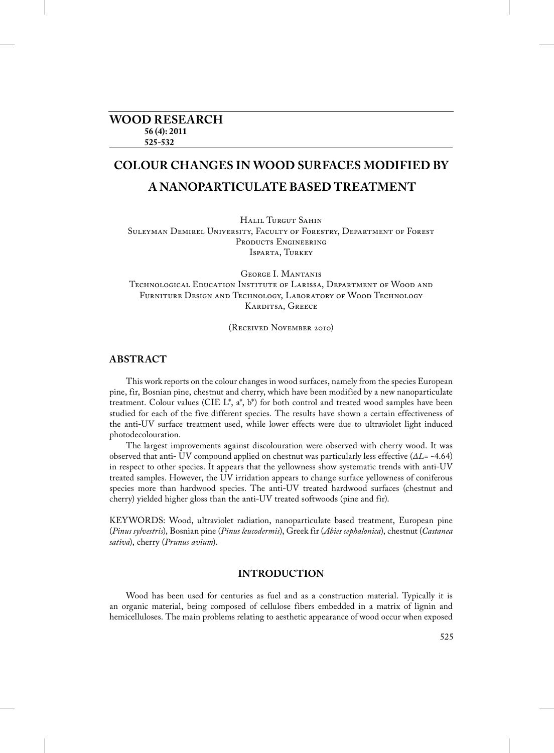# COLOUR CHANGES IN WOOD SURFACES MODIFIED BY A NANOPARTICULATE BASED TREATMENT

Halil Turgut Sahin
Suleyman Demirel University, Faculty of Forestry, Department of Forest Products Engineering
Isparta, Turkey

George I. Mantanis
Technological Education Institute of Larissa, Department of Wood and Furniture Design and Technology, Laboratory of Wood Technology
Karditsa, Greece

(Received November 2010)

## ABSTRACT

This work reports on the colour changes in wood surfaces, namely from the species European pine, fir, Bosnian pine, chestnut and cherry, which have been modified by a new nanoparticulate treatment. Colour values (CIE L*, a*, b*) for both control and treated wood samples have been studied for each of the five different species. The results have shown a certain effectiveness of the anti-UV surface treatment used, while lower effects were due to ultraviolet light induced photodecolouration.

The largest improvements against discolouration were observed with cherry wood. It was observed that anti- UV compound applied on chestnut was particularly less effective ($\Delta L$= -4.64) in respect to other species. It appears that the yellowness show systematic trends with anti-UV treated samples. However, the UV irridation appears to change surface yellowness of coniferous species more than hardwood species. The anti-UV treated hardwood surfaces (chestnut and cherry) yielded higher gloss than the anti-UV treated softwoods (pine and fir).

KEYWORDS: Wood, ultraviolet radiation, nanoparticulate based treatment, European pine (*Pinus sylvestris*), Bosnian pine (*Pinus leucodermis*), Greek fir (*Abies cephalonica*), chestnut (*Castanea sativa*), cherry (*Prunus avium*).

## INTRODUCTION

Wood has been used for centuries as fuel and as a construction material. Typically it is an organic material, being composed of cellulose fibers embedded in a matrix of lignin and hemicelluloses. The main problems relating to aesthetic appearance of wood occur when exposed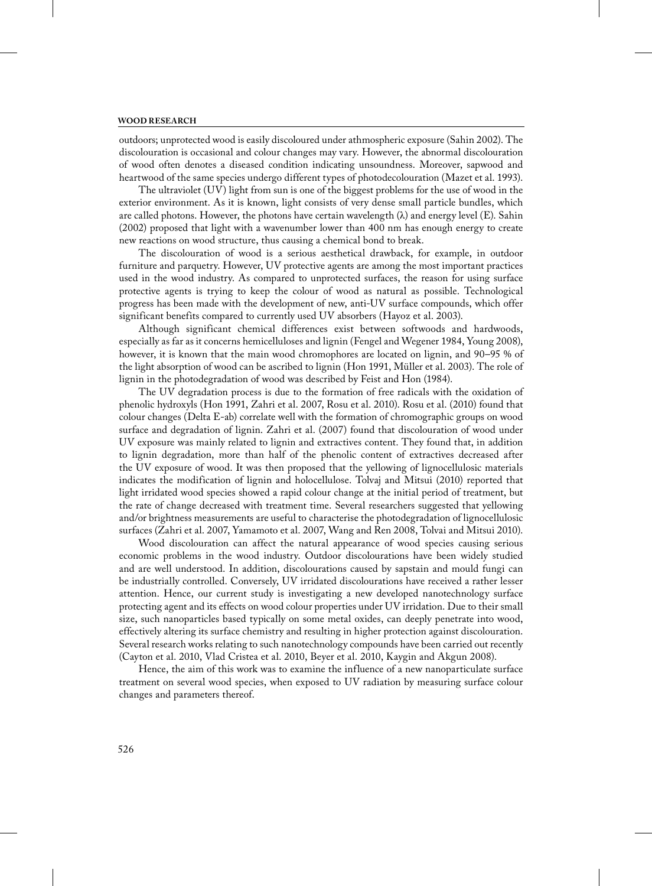outdoors; unprotected wood is easily discoloured under athmospheric exposure (Sahin 2002). The discolouration is occasional and colour changes may vary. However, the abnormal discolouration of wood often denotes a diseased condition indicating unsoundness. Moreover, sapwood and heartwood of the same species undergo different types of photodecolouration (Mazet et al. 1993).

The ultraviolet (UV) light from sun is one of the biggest problems for the use of wood in the exterior environment. As it is known, light consists of very dense small particle bundles, which are called photons. However, the photons have certain wavelength ($\lambda$) and energy level (E). Sahin (2002) proposed that light with a wavenumber lower than 400 nm has enough energy to create new reactions on wood structure, thus causing a chemical bond to break.

The discolouration of wood is a serious aesthetical drawback, for example, in outdoor furniture and parquetry. However, UV protective agents are among the most important practices used in the wood industry. As compared to unprotected surfaces, the reason for using surface protective agents is trying to keep the colour of wood as natural as possible. Technological progress has been made with the development of new, anti-UV surface compounds, which offer significant benefits compared to currently used UV absorbers (Hayoz et al. 2003).

Although significant chemical differences exist between softwoods and hardwoods, especially as far as it concerns hemicelluloses and lignin (Fengel and Wegener 1984, Young 2008), however, it is known that the main wood chromophores are located on lignin, and 90–95 % of the light absorption of wood can be ascribed to lignin (Hon 1991, Müller et al. 2003). The role of lignin in the photodegradation of wood was described by Feist and Hon (1984).

The UV degradation process is due to the formation of free radicals with the oxidation of phenolic hydroxyls (Hon 1991, Zahri et al. 2007, Rosu et al. 2010). Rosu et al. (2010) found that colour changes (Delta E-ab) correlate well with the formation of chromographic groups on wood surface and degradation of lignin. Zahri et al. (2007) found that discolouration of wood under UV exposure was mainly related to lignin and extractives content. They found that, in addition to lignin degradation, more than half of the phenolic content of extractives decreased after the UV exposure of wood. It was then proposed that the yellowing of lignocellulosic materials indicates the modification of lignin and holocellulose. Tolvaj and Mitsui (2010) reported that light irridated wood species showed a rapid colour change at the initial period of treatment, but the rate of change decreased with treatment time. Several researchers suggested that yellowing and/or brightness measurements are useful to characterise the photodegradation of lignocellulosic surfaces (Zahri et al. 2007, Yamamoto et al. 2007, Wang and Ren 2008, Tolvai and Mitsui 2010).

Wood discolouration can affect the natural appearance of wood species causing serious economic problems in the wood industry. Outdoor discolourations have been widely studied and are well understood. In addition, discolourations caused by sapstain and mould fungi can be industrially controlled. Conversely, UV irridated discolourations have received a rather lesser attention. Hence, our current study is investigating a new developed nanotechnology surface protecting agent and its effects on wood colour properties under UV irridation. Due to their small size, such nanoparticles based typically on some metal oxides, can deeply penetrate into wood, effectively altering its surface chemistry and resulting in higher protection against discolouration. Several research works relating to such nanotechnology compounds have been carried out recently (Cayton et al. 2010, Vlad Cristea et al. 2010, Beyer et al. 2010, Kaygin and Akgun 2008).

Hence, the aim of this work was to examine the influence of a new nanoparticulate surface treatment on several wood species, when exposed to UV radiation by measuring surface colour changes and parameters thereof.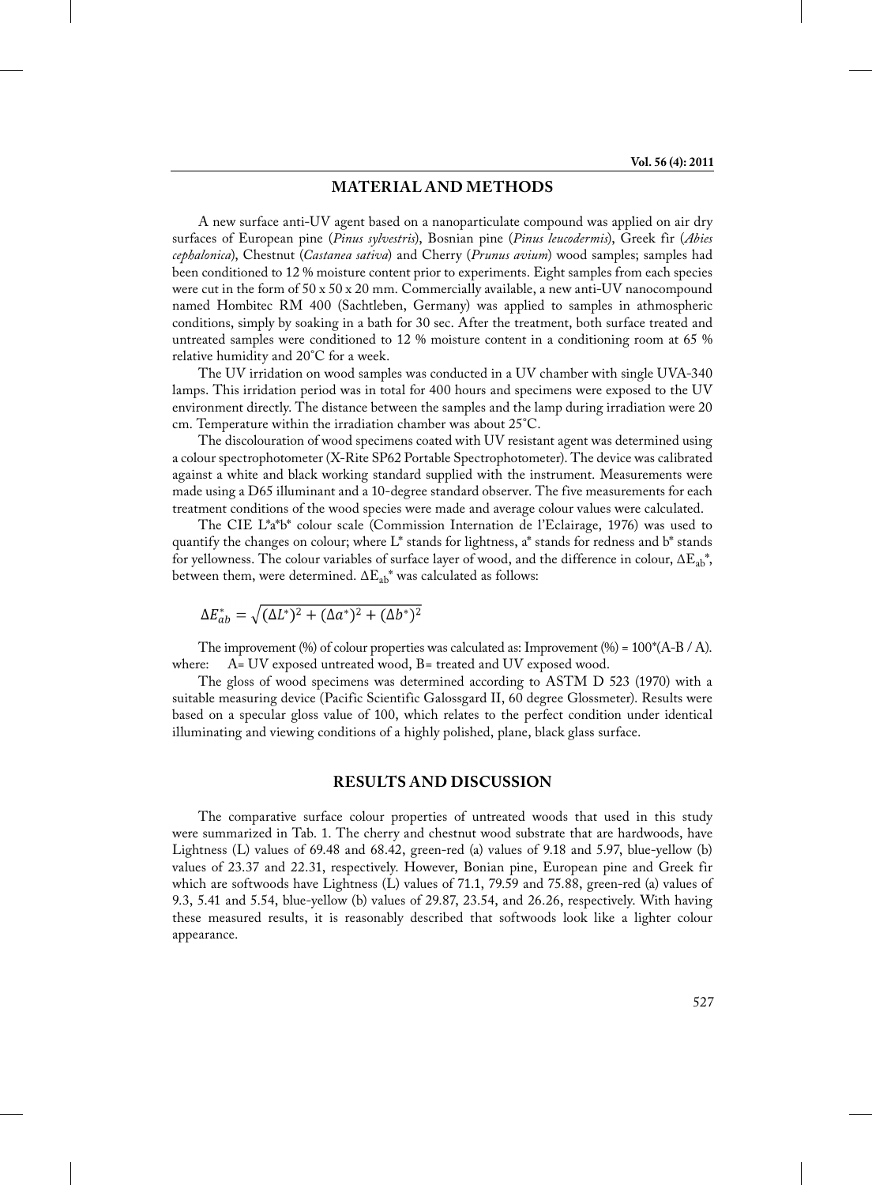## MATERIAL AND METHODS

A new surface anti-UV agent based on a nanoparticulate compound was applied on air dry surfaces of European pine (*Pinus sylvestris*), Bosnian pine (*Pinus leucodermis*), Greek fir (*Abies cephalonica*), Chestnut (*Castanea sativa*) and Cherry (*Prunus avium*) wood samples; samples had been conditioned to 12 % moisture content prior to experiments. Eight samples from each species were cut in the form of 50 x 50 x 20 mm. Commercially available, a new anti-UV nanocompound named Hombitec RM 400 (Sachtleben, Germany) was applied to samples in athmospheric conditions, simply by soaking in a bath for 30 sec. After the treatment, both surface treated and untreated samples were conditioned to 12 % moisture content in a conditioning room at 65 % relative humidity and 20°C for a week.

The UV irridation on wood samples was conducted in a UV chamber with single UVA-340 lamps. This irridation period was in total for 400 hours and specimens were exposed to the UV environment directly. The distance between the samples and the lamp during irradiation were 20 cm. Temperature within the irradiation chamber was about 25°C.

The discolouration of wood specimens coated with UV resistant agent was determined using a colour spectrophotometer (X-Rite SP62 Portable Spectrophotometer). The device was calibrated against a white and black working standard supplied with the instrument. Measurements were made using a D65 illuminant and a 10-degree standard observer. The five measurements for each treatment conditions of the wood species were made and average colour values were calculated.

The CIE L*a*b* colour scale (Commission Internation de l'Eclairage, 1976) was used to quantify the changes on colour; where L* stands for lightness, a* stands for redness and b* stands for yellowness. The colour variables of surface layer of wood, and the difference in colour, $\Delta E_{ab}^*$, between them, were determined. $\Delta E_{ab}^*$ was calculated as follows:

$$\Delta E_{ab}^* = \sqrt{(\Delta L^*)^2 + (\Delta a^*)^2 + (\Delta b^*)^2}$$

The improvement (%) of colour properties was calculated as: Improvement (%) = 100*(A-B / A).
where: A= UV exposed untreated wood, B= treated and UV exposed wood.

The gloss of wood specimens was determined according to ASTM D 523 (1970) with a suitable measuring device (Pacific Scientific Galossgard II, 60 degree Glossmeter). Results were based on a specular gloss value of 100, which relates to the perfect condition under identical illuminating and viewing conditions of a highly polished, plane, black glass surface.

## RESULTS AND DISCUSSION

The comparative surface colour properties of untreated woods that used in this study were summarized in Tab. 1. The cherry and chestnut wood substrate that are hardwoods, have Lightness (L) values of 69.48 and 68.42, green-red (a) values of 9.18 and 5.97, blue-yellow (b) values of 23.37 and 22.31, respectively. However, Bonian pine, European pine and Greek fir which are softwoods have Lightness (L) values of 71.1, 79.59 and 75.88, green-red (a) values of 9.3, 5.41 and 5.54, blue-yellow (b) values of 29.87, 23.54, and 26.26, respectively. With having these measured results, it is reasonably described that softwoods look like a lighter colour appearance.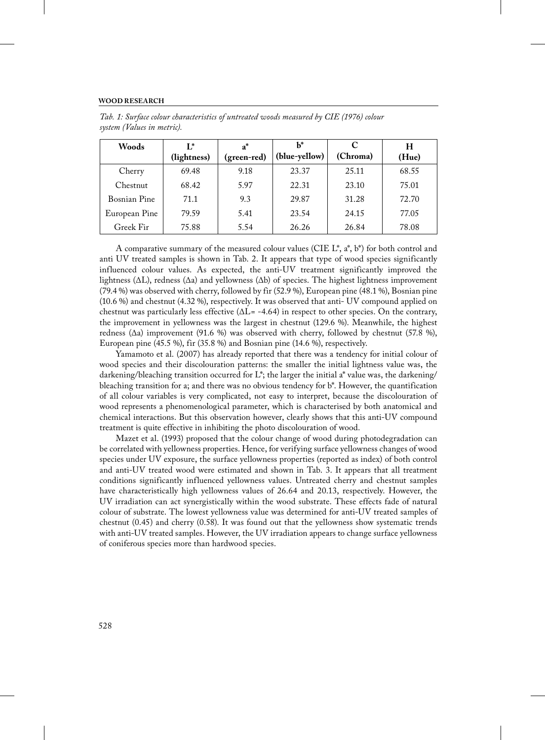*Tab. 1: Surface colour characteristics of untreated woods measured by CIE (1976) colour system (Values in metric).*

| Woods | L* (lightness) | a* (green-red) | b* (blue-yellow) | C (Chroma) | H (Hue) |
|---|---|---|---|---|---|
| Cherry | 69.48 | 9.18 | 23.37 | 25.11 | 68.55 |
| Chestnut | 68.42 | 5.97 | 22.31 | 23.10 | 75.01 |
| Bosnian Pine | 71.1 | 9.3 | 29.87 | 31.28 | 72.70 |
| European Pine | 79.59 | 5.41 | 23.54 | 24.15 | 77.05 |
| Greek Fir | 75.88 | 5.54 | 26.26 | 26.84 | 78.08 |

A comparative summary of the measured colour values (CIE L*, a*, b*) for both control and anti UV treated samples is shown in Tab. 2. It appears that type of wood species significantly influenced colour values. As expected, the anti-UV treatment significantly improved the lightness (ΔL), redness (Δa) and yellowness (Δb) of species. The highest lightness improvement (79.4 %) was observed with cherry, followed by fir (52.9 %), European pine (48.1 %), Bosnian pine (10.6 %) and chestnut (4.32 %), respectively. It was observed that anti- UV compound applied on chestnut was particularly less effective (ΔL= -4.64) in respect to other species. On the contrary, the improvement in yellowness was the largest in chestnut (129.6 %). Meanwhile, the highest redness (Δa) improvement (91.6 %) was observed with cherry, followed by chestnut (57.8 %), European pine (45.5 %), fir (35.8 %) and Bosnian pine (14.6 %), respectively.

Yamamoto et al. (2007) has already reported that there was a tendency for initial colour of wood species and their discolouration patterns: the smaller the initial lightness value was, the darkening/bleaching transition occurred for L*; the larger the initial a* value was, the darkening/bleaching transition for a; and there was no obvious tendency for b*. However, the quantification of all colour variables is very complicated, not easy to interpret, because the discolouration of wood represents a phenomenological parameter, which is characterised by both anatomical and chemical interactions. But this observation however, clearly shows that this anti-UV compound treatment is quite effective in inhibiting the photo discolouration of wood.

Mazet et al. (1993) proposed that the colour change of wood during photodegradation can be correlated with yellowness properties. Hence, for verifying surface yellowness changes of wood species under UV exposure, the surface yellowness properties (reported as index) of both control and anti-UV treated wood were estimated and shown in Tab. 3. It appears that all treatment conditions significantly influenced yellowness values. Untreated cherry and chestnut samples have characteristically high yellowness values of 26.64 and 20.13, respectively. However, the UV irradiation can act synergistically within the wood substrate. These effects fade of natural colour of substrate. The lowest yellowness value was determined for anti-UV treated samples of chestnut (0.45) and cherry (0.58). It was found out that the yellowness show systematic trends with anti-UV treated samples. However, the UV irradiation appears to change surface yellowness of coniferous species more than hardwood species.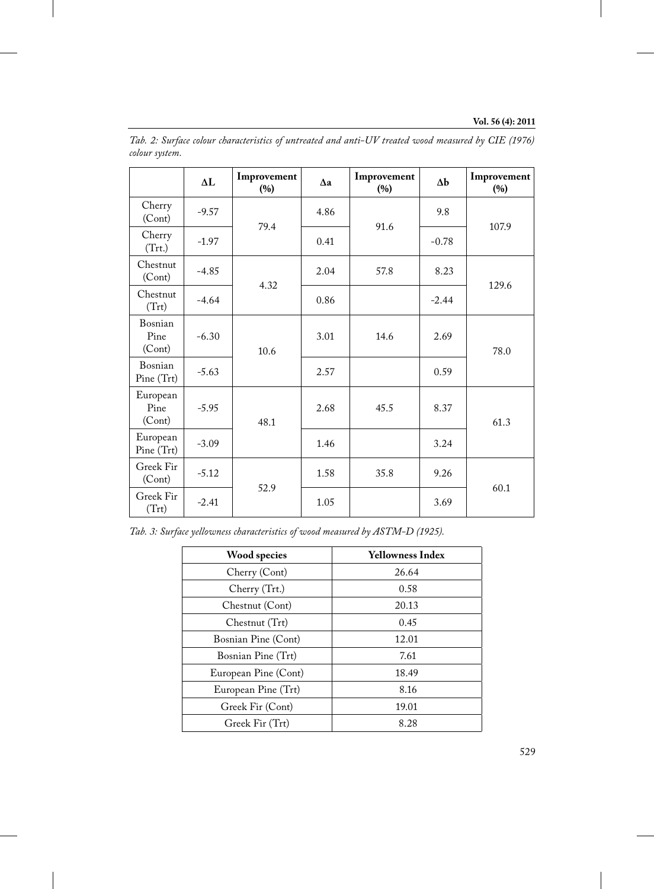*Tab. 2: Surface colour characteristics of untreated and anti-UV treated wood measured by CIE (1976) colour system.*

| | ΔL | Improvement (%) | Δa | Improvement (%) | Δb | Improvement (%) |
|---|---|---|---|---|---|---|
| Cherry (Cont) | -9.57 | 79.4 | 4.86 | 91.6 | 9.8 | 107.9 |
| Cherry (Trt.) | -1.97 | | 0.41 | | -0.78 | |
| Chestnut (Cont) | -4.85 | 4.32 | 2.04 | 57.8 | 8.23 | 129.6 |
| Chestnut (Trt) | -4.64 | | 0.86 | | -2.44 | |
| Bosnian Pine (Cont) | -6.30 | 10.6 | 3.01 | 14.6 | 2.69 | 78.0 |
| Bosnian Pine (Trt) | -5.63 | | 2.57 | | 0.59 | |
| European Pine (Cont) | -5.95 | 48.1 | 2.68 | 45.5 | 8.37 | 61.3 |
| European Pine (Trt) | -3.09 | | 1.46 | | 3.24 | |
| Greek Fir (Cont) | -5.12 | 52.9 | 1.58 | 35.8 | 9.26 | 60.1 |
| Greek Fir (Trt) | -2.41 | | 1.05 | | 3.69 | |

*Tab. 3: Surface yellowness characteristics of wood measured by ASTM-D (1925).*

| Wood species | Yellowness Index |
|---|---|
| Cherry (Cont) | 26.64 |
| Cherry (Trt.) | 0.58 |
| Chestnut (Cont) | 20.13 |
| Chestnut (Trt) | 0.45 |
| Bosnian Pine (Cont) | 12.01 |
| Bosnian Pine (Trt) | 7.61 |
| European Pine (Cont) | 18.49 |
| European Pine (Trt) | 8.16 |
| Greek Fir (Cont) | 19.01 |
| Greek Fir (Trt) | 8.28 |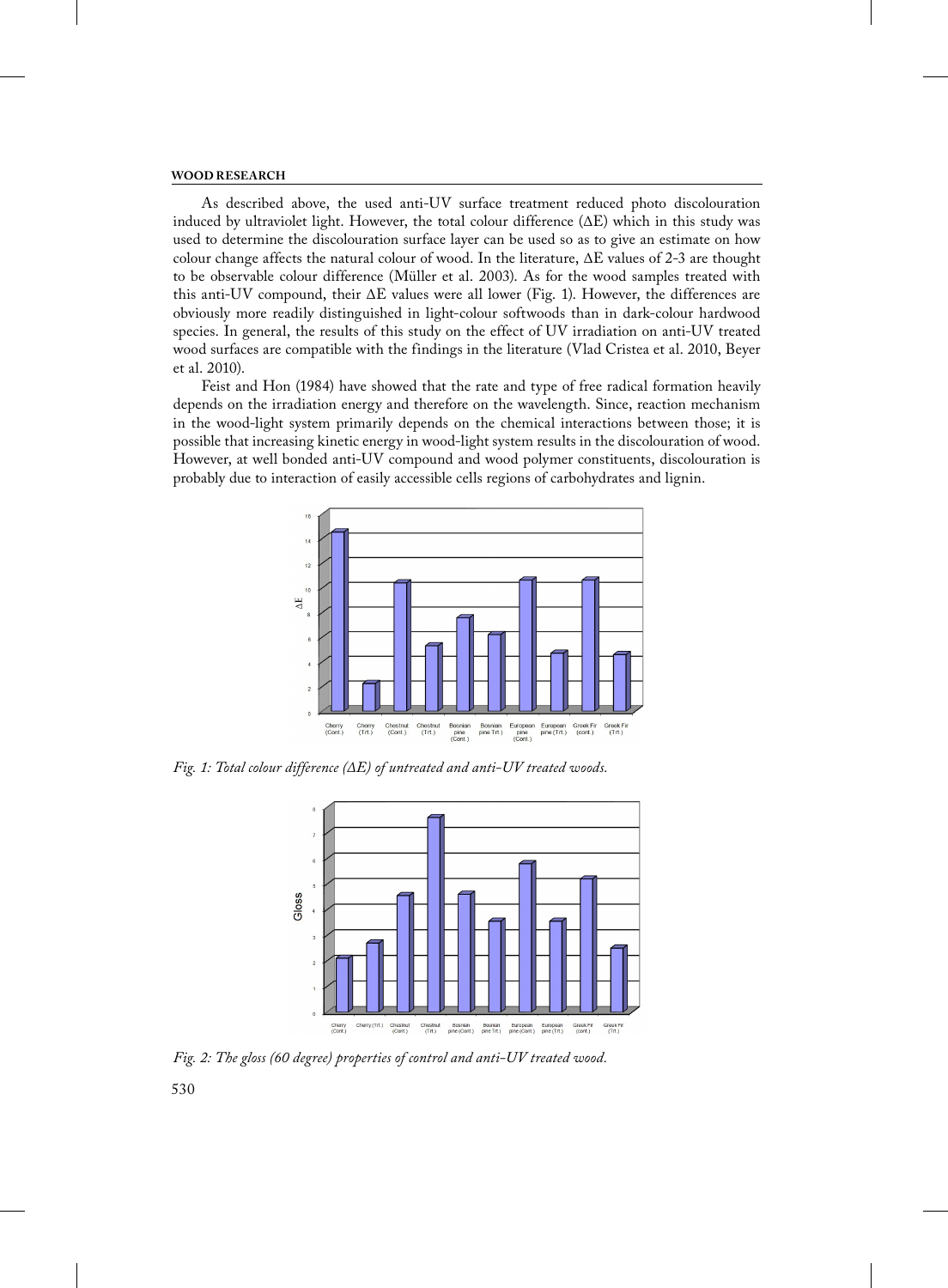As described above, the used anti-UV surface treatment reduced photo discolouration induced by ultraviolet light. However, the total colour difference (ΔE) which in this study was used to determine the discolouration surface layer can be used so as to give an estimate on how colour change affects the natural colour of wood. In the literature, ΔE values of 2-3 are thought to be observable colour difference (Müller et al. 2003). As for the wood samples treated with this anti-UV compound, their ΔE values were all lower (Fig. 1). However, the differences are obviously more readily distinguished in light-colour softwoods than in dark-colour hardwood species. In general, the results of this study on the effect of UV irradiation on anti-UV treated wood surfaces are compatible with the findings in the literature (Vlad Cristea et al. 2010, Beyer et al. 2010).

Feist and Hon (1984) have showed that the rate and type of free radical formation heavily depends on the irradiation energy and therefore on the wavelength. Since, reaction mechanism in the wood-light system primarily depends on the chemical interactions between those; it is possible that increasing kinetic energy in wood-light system results in the discolouration of wood. However, at well bonded anti-UV compound and wood polymer constituents, discolouration is probably due to interaction of easily accessible cells regions of carbohydrates and lignin.

*Fig. 1: Total colour difference (ΔE) of untreated and anti-UV treated woods.*

*Fig. 2: The gloss (60 degree) properties of control and anti-UV treated wood.*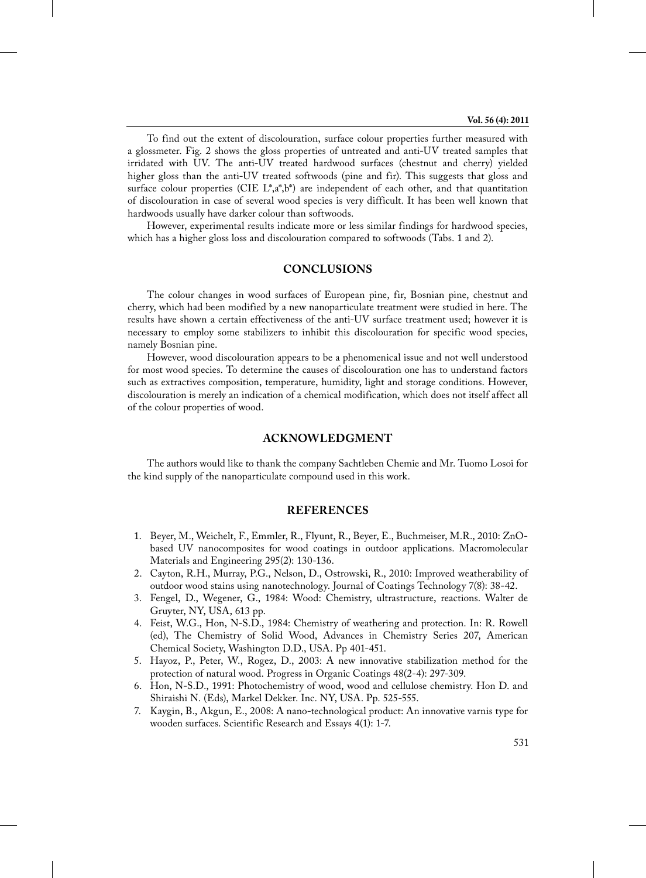To find out the extent of discolouration, surface colour properties further measured with a glossmeter. Fig. 2 shows the gloss properties of untreated and anti-UV treated samples that irridated with UV. The anti-UV treated hardwood surfaces (chestnut and cherry) yielded higher gloss than the anti-UV treated softwoods (pine and fir). This suggests that gloss and surface colour properties (CIE L*,a*,b*) are independent of each other, and that quantitation of discolouration in case of several wood species is very difficult. It has been well known that hardwoods usually have darker colour than softwoods.

However, experimental results indicate more or less similar findings for hardwood species, which has a higher gloss loss and discolouration compared to softwoods (Tabs. 1 and 2).

## CONCLUSIONS

The colour changes in wood surfaces of European pine, fir, Bosnian pine, chestnut and cherry, which had been modified by a new nanoparticulate treatment were studied in here. The results have shown a certain effectiveness of the anti-UV surface treatment used; however it is necessary to employ some stabilizers to inhibit this discolouration for specific wood species, namely Bosnian pine.

However, wood discolouration appears to be a phenomenical issue and not well understood for most wood species. To determine the causes of discolouration one has to understand factors such as extractives composition, temperature, humidity, light and storage conditions. However, discolouration is merely an indication of a chemical modification, which does not itself affect all of the colour properties of wood.

## ACKNOWLEDGMENT

The authors would like to thank the company Sachtleben Chemie and Mr. Tuomo Losoi for the kind supply of the nanoparticulate compound used in this work.

## REFERENCES

1. Beyer, M., Weichelt, F., Emmler, R., Flyunt, R., Beyer, E., Buchmeiser, M.R., 2010: ZnO-based UV nanocomposites for wood coatings in outdoor applications. Macromolecular Materials and Engineering 295(2): 130-136.
2. Cayton, R.H., Murray, P.G., Nelson, D., Ostrowski, R., 2010: Improved weatherability of outdoor wood stains using nanotechnology. Journal of Coatings Technology 7(8): 38-42.
3. Fengel, D., Wegener, G., 1984: Wood: Chemistry, ultrastructure, reactions. Walter de Gruyter, NY, USA, 613 pp.
4. Feist, W.G., Hon, N-S.D., 1984: Chemistry of weathering and protection. In: R. Rowell (ed), The Chemistry of Solid Wood, Advances in Chemistry Series 207, American Chemical Society, Washington D.D., USA. Pp 401-451.
5. Hayoz, P., Peter, W., Rogez, D., 2003: A new innovative stabilization method for the protection of natural wood. Progress in Organic Coatings 48(2-4): 297-309.
6. Hon, N-S.D., 1991: Photochemistry of wood, wood and cellulose chemistry. Hon D. and Shiraishi N. (Eds), Markel Dekker. Inc. NY, USA. Pp. 525-555.
7. Kaygin, B., Akgun, E., 2008: A nano-technological product: An innovative varnis type for wooden surfaces. Scientific Research and Essays 4(1): 1-7.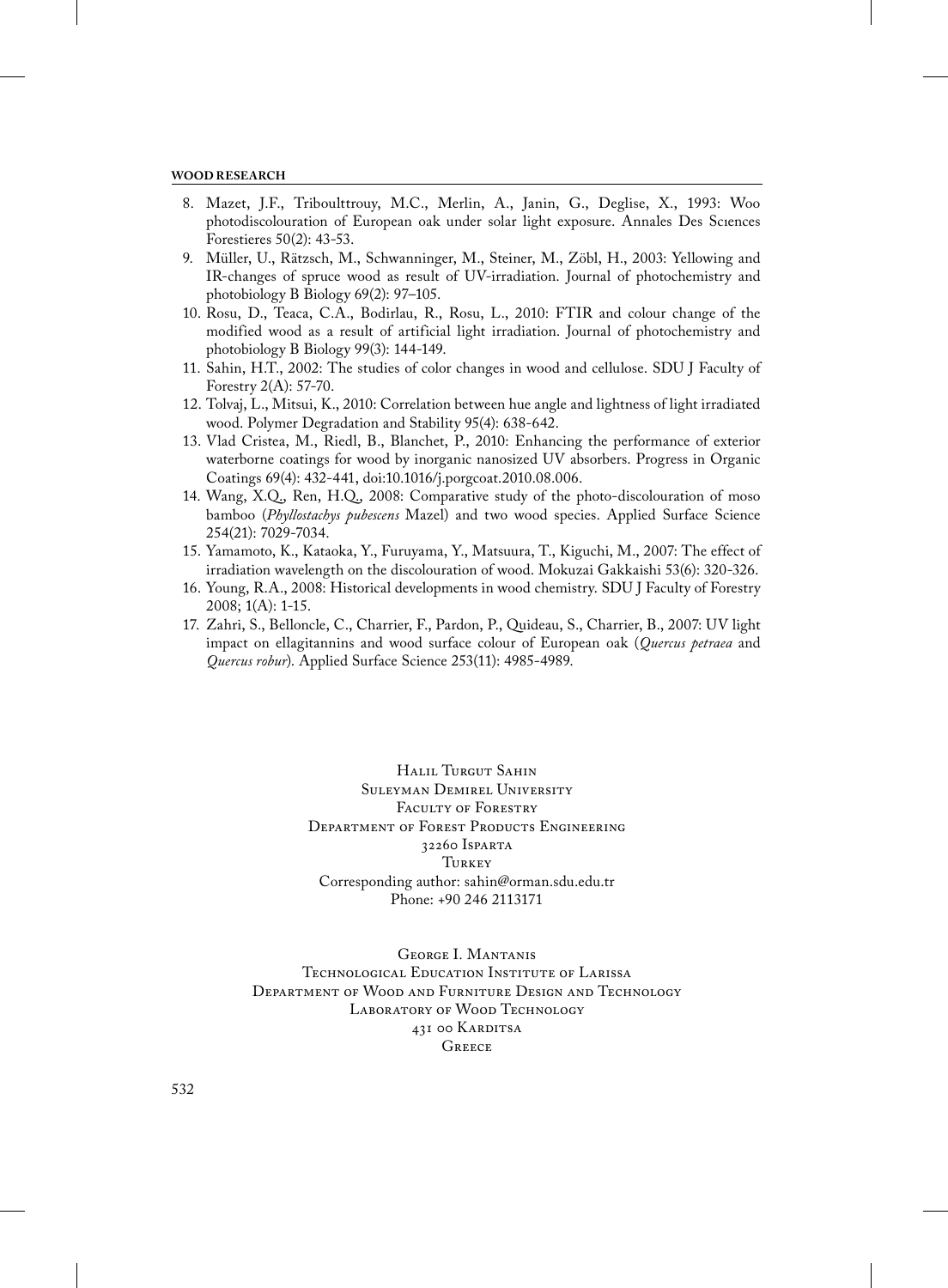8. Mazet, J.F., Triboulttrouy, M.C., Merlin, A., Janin, G., Deglise, X., 1993: Woo photodiscolouration of European oak under solar light exposure. Annales Des Sciences Forestieres 50(2): 43-53.
9. Müller, U., Rätzsch, M., Schwanninger, M., Steiner, M., Zöbl, H., 2003: Yellowing and IR-changes of spruce wood as result of UV-irradiation. Journal of photochemistry and photobiology B Biology 69(2): 97–105.
10. Rosu, D., Teaca, C.A., Bodirlau, R., Rosu, L., 2010: FTIR and colour change of the modified wood as a result of artificial light irradiation. Journal of photochemistry and photobiology B Biology 99(3): 144-149.
11. Sahin, H.T., 2002: The studies of color changes in wood and cellulose. SDU J Faculty of Forestry 2(A): 57-70.
12. Tolvaj, L., Mitsui, K., 2010: Correlation between hue angle and lightness of light irradiated wood. Polymer Degradation and Stability 95(4): 638-642.
13. Vlad Cristea, M., Riedl, B., Blanchet, P., 2010: Enhancing the performance of exterior waterborne coatings for wood by inorganic nanosized UV absorbers. Progress in Organic Coatings 69(4): 432-441, doi:10.1016/j.porgcoat.2010.08.006.
14. Wang, X.Q., Ren, H.Q., 2008: Comparative study of the photo-discolouration of moso bamboo (*Phyllostachys pubescens* Mazel) and two wood species. Applied Surface Science 254(21): 7029-7034.
15. Yamamoto, K., Kataoka, Y., Furuyama, Y., Matsuura, T., Kiguchi, M., 2007: The effect of irradiation wavelength on the discolouration of wood. Mokuzai Gakkaishi 53(6): 320-326.
16. Young, R.A., 2008: Historical developments in wood chemistry. SDU J Faculty of Forestry 2008; 1(A): 1-15.
17. Zahri, S., Belloncle, C., Charrier, F., Pardon, P., Quideau, S., Charrier, B., 2007: UV light impact on ellagitannins and wood surface colour of European oak (*Quercus petraea* and *Quercus robur*). Applied Surface Science 253(11): 4985-4989.

Halil Turgut Sahin
Suleyman Demirel University
Faculty of Forestry
Department of Forest Products Engineering
32260 Isparta
Turkey
Corresponding author: sahin@orman.sdu.edu.tr
Phone: +90 246 2113171

George I. Mantanis
Technological Education Institute of Larissa
Department of Wood and Furniture Design and Technology
Laboratory of Wood Technology
431 00 Karditsa
Greece